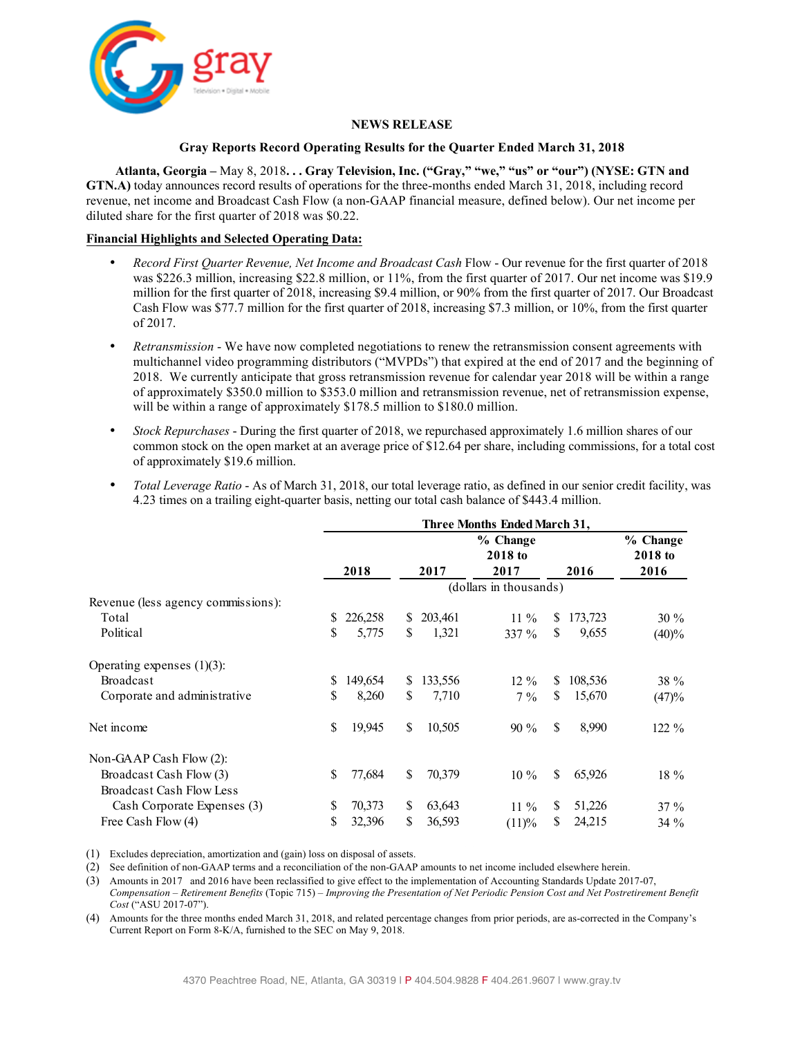**NEWS RELEASE**

**Gray Reports Record Operating Results for the Quarter Ended March 31, 2018**

**Atlanta, Georgia –** May 8, 2018**. . . Gray Television, Inc. ("Gray," "we," "us" or "our") (NYSE: GTN and GTN.A)** today announces record results of operations for the three-months ended March 31, 2018, including record revenue, net income and Broadcast Cash Flow (a non-GAAP financial measure, defined below). Our net income per diluted share for the first quarter of 2018 was $0.22.

**Financial Highlights and Selected Operating Data:**

- *Record First Quarter Revenue, Net Income and Broadcast Cash* Flow - Our revenue for the first quarter of 2018 was $226.3 million, increasing $22.8 million, or 11%, from the first quarter of 2017. Our net income was $19.9 million for the first quarter of 2018, increasing $9.4 million, or 90% from the first quarter of 2017. Our Broadcast Cash Flow was $77.7 million for the first quarter of 2018, increasing $7.3 million, or 10%, from the first quarter of 2017.
- *Retransmission* - We have now completed negotiations to renew the retransmission consent agreements with multichannel video programming distributors ("MVPDs") that expired at the end of 2017 and the beginning of 2018. We currently anticipate that gross retransmission revenue for calendar year 2018 will be within a range of approximately $350.0 million to $353.0 million and retransmission revenue, net of retransmission expense, will be within a range of approximately $178.5 million to $180.0 million.
- *Stock Repurchases* - During the first quarter of 2018, we repurchased approximately 1.6 million shares of our common stock on the open market at an average price of $12.64 per share, including commissions, for a total cost of approximately $19.6 million.
- *Total Leverage Ratio* - As of March 31, 2018, our total leverage ratio, as defined in our senior credit facility, was 4.23 times on a trailing eight-quarter basis, netting our total cash balance of $443.4 million.

| | Three Months Ended March 31, | | | | |
|---|---|---|---|---|---|
| | 2018 | 2017 | % Change 2018 to 2017 | 2016 | % Change 2018 to 2016 |
| | (dollars in thousands) | | | | |
| Revenue (less agency commissions): | | | | | |
| Total | $ 226,258 | $ 203,461 | 11 % | $ 173,723 | 30 % |
| Political | $ 5,775 | $ 1,321 | 337 % | $ 9,655 | (40)% |
| Operating expenses (1)(3): | | | | | |
| Broadcast | $ 149,654 | $ 133,556 | 12 % | $ 108,536 | 38 % |
| Corporate and administrative | $ 8,260 | $ 7,710 | 7 % | $ 15,670 | (47)% |
| Net income | $ 19,945 | $ 10,505 | 90 % | $ 8,990 | 122 % |
| Non-GAAP Cash Flow (2): | | | | | |
| Broadcast Cash Flow (3) | $ 77,684 | $ 70,379 | 10 % | $ 65,926 | 18 % |
| Broadcast Cash Flow Less Cash Corporate Expenses (3) | $ 70,373 | $ 63,643 | 11 % | $ 51,226 | 37 % |
| Free Cash Flow (4) | $ 32,396 | $ 36,593 | (11)% | $ 24,215 | 34 % |

(1) Excludes depreciation, amortization and (gain) loss on disposal of assets.

(2) See definition of non-GAAP terms and a reconciliation of the non-GAAP amounts to net income included elsewhere herein.

(3) Amounts in 2017 and 2016 have been reclassified to give effect to the implementation of Accounting Standards Update 2017-07, *Compensation – Retirement Benefits* (Topic 715) – *Improving the Presentation of Net Periodic Pension Cost and Net Postretirement Benefit Cost* ("ASU 2017-07").

(4) Amounts for the three months ended March 31, 2018, and related percentage changes from prior periods, are as-corrected in the Company's Current Report on Form 8-K/A, furnished to the SEC on May 9, 2018.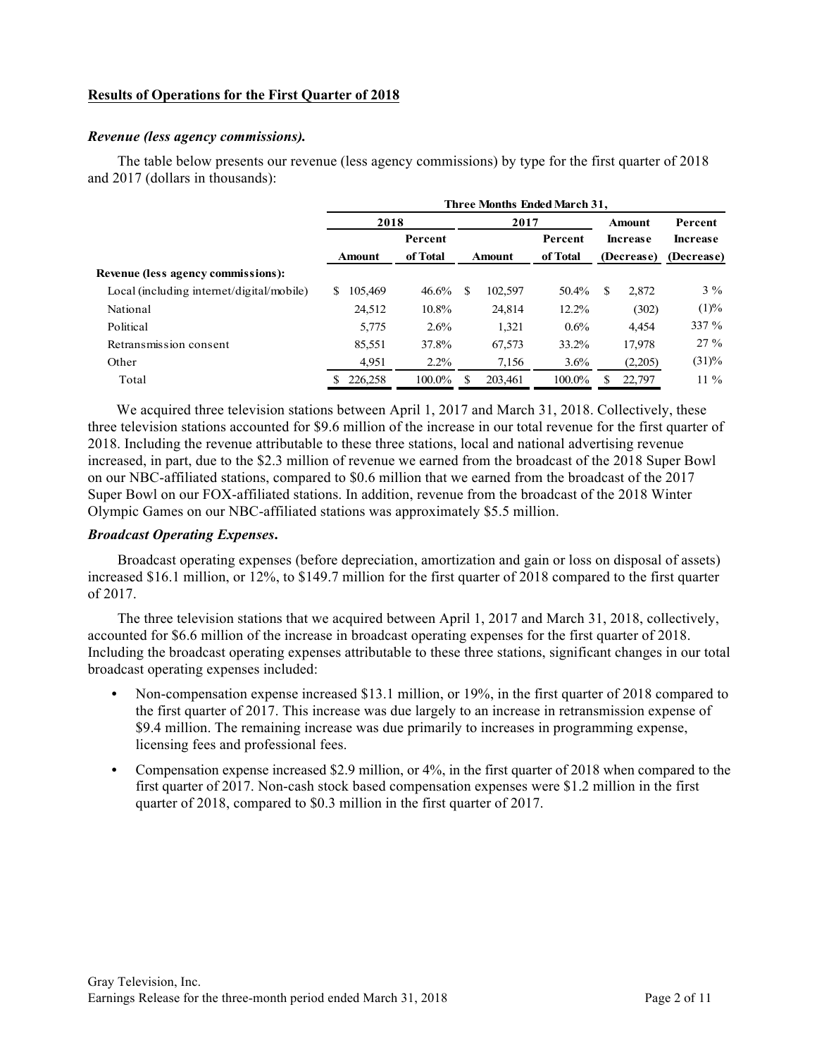## Results of Operations for the First Quarter of 2018

### *Revenue (less agency commissions).*

The table below presents our revenue (less agency commissions) by type for the first quarter of 2018 and 2017 (dollars in thousands):

| | Three Months Ended March 31, | | | | | |
|---|---|---|---|---|---|---|
| | 2018 | | 2017 | | Amount | Percent |
| | Amount | Percent of Total | Amount | Percent of Total | Increase (Decrease) | Increase (Decrease) |
| **Revenue (less agency commissions):** | | | | | | |
| Local (including internet/digital/mobile) | $ 105,469 | 46.6% | $ 102,597 | 50.4% | $ 2,872 | 3 % |
| National | 24,512 | 10.8% | 24,814 | 12.2% | (302) | (1)% |
| Political | 5,775 | 2.6% | 1,321 | 0.6% | 4,454 | 337 % |
| Retransmission consent | 85,551 | 37.8% | 67,573 | 33.2% | 17,978 | 27 % |
| Other | 4,951 | 2.2% | 7,156 | 3.6% | (2,205) | (31)% |
| Total | $ 226,258 | 100.0% | $ 203,461 | 100.0% | $ 22,797 | 11 % |

We acquired three television stations between April 1, 2017 and March 31, 2018. Collectively, these three television stations accounted for $9.6 million of the increase in our total revenue for the first quarter of 2018. Including the revenue attributable to these three stations, local and national advertising revenue increased, in part, due to the $2.3 million of revenue we earned from the broadcast of the 2018 Super Bowl on our NBC-affiliated stations, compared to $0.6 million that we earned from the broadcast of the 2017 Super Bowl on our FOX-affiliated stations. In addition, revenue from the broadcast of the 2018 Winter Olympic Games on our NBC-affiliated stations was approximately $5.5 million.

### *Broadcast Operating Expenses.*

Broadcast operating expenses (before depreciation, amortization and gain or loss on disposal of assets) increased $16.1 million, or 12%, to $149.7 million for the first quarter of 2018 compared to the first quarter of 2017.

The three television stations that we acquired between April 1, 2017 and March 31, 2018, collectively, accounted for $6.6 million of the increase in broadcast operating expenses for the first quarter of 2018. Including the broadcast operating expenses attributable to these three stations, significant changes in our total broadcast operating expenses included:

- Non-compensation expense increased $13.1 million, or 19%, in the first quarter of 2018 compared to the first quarter of 2017. This increase was due largely to an increase in retransmission expense of $9.4 million. The remaining increase was due primarily to increases in programming expense, licensing fees and professional fees.
- Compensation expense increased $2.9 million, or 4%, in the first quarter of 2018 when compared to the first quarter of 2017. Non-cash stock based compensation expenses were $1.2 million in the first quarter of 2018, compared to $0.3 million in the first quarter of 2017.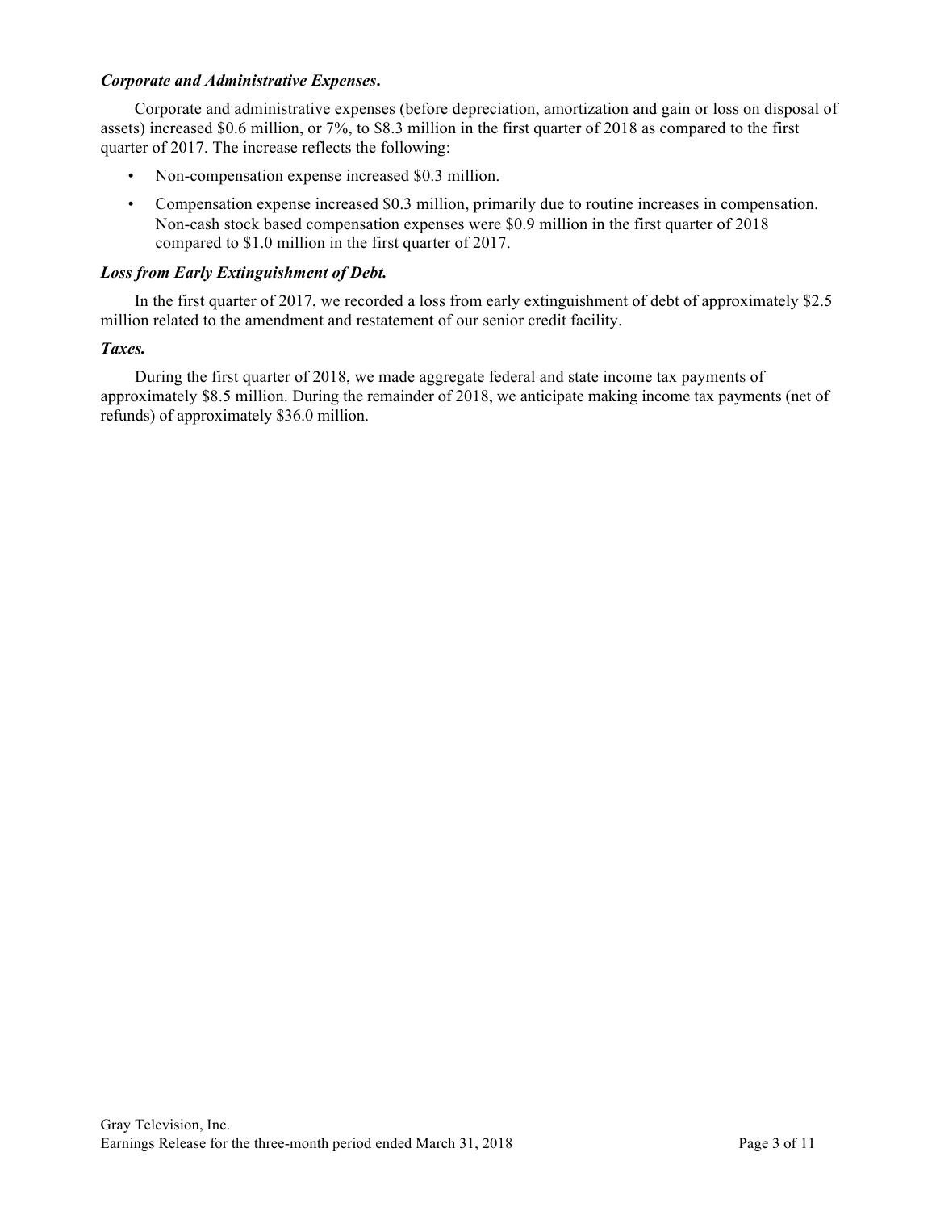***Corporate and Administrative Expenses*.**

Corporate and administrative expenses (before depreciation, amortization and gain or loss on disposal of assets) increased $0.6 million, or 7%, to $8.3 million in the first quarter of 2018 as compared to the first quarter of 2017. The increase reflects the following:

- Non-compensation expense increased $0.3 million.
- Compensation expense increased $0.3 million, primarily due to routine increases in compensation. Non-cash stock based compensation expenses were $0.9 million in the first quarter of 2018 compared to $1.0 million in the first quarter of 2017.

***Loss from Early Extinguishment of Debt.***

In the first quarter of 2017, we recorded a loss from early extinguishment of debt of approximately $2.5 million related to the amendment and restatement of our senior credit facility.

***Taxes.***

During the first quarter of 2018, we made aggregate federal and state income tax payments of approximately $8.5 million. During the remainder of 2018, we anticipate making income tax payments (net of refunds) of approximately $36.0 million.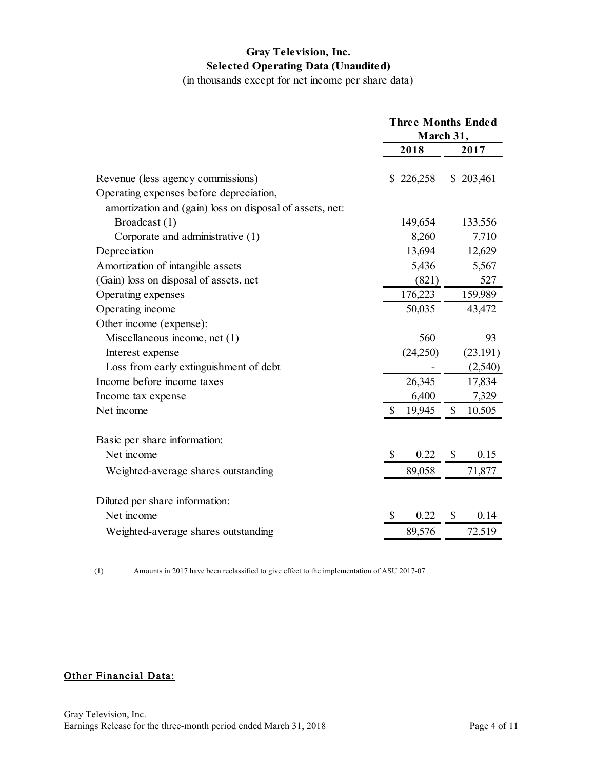# Gray Television, Inc.
## Selected Operating Data (Unaudited)
(in thousands except for net income per share data)

| | Three Months Ended March 31, | |
|---|---|---|
| | 2018 | 2017 |
| Revenue (less agency commissions) | $ 226,258 | $ 203,461 |
| Operating expenses before depreciation, amortization and (gain) loss on disposal of assets, net: | | |
| Broadcast (1) | 149,654 | 133,556 |
| Corporate and administrative (1) | 8,260 | 7,710 |
| Depreciation | 13,694 | 12,629 |
| Amortization of intangible assets | 5,436 | 5,567 |
| (Gain) loss on disposal of assets, net | (821) | 527 |
| Operating expenses | 176,223 | 159,989 |
| Operating income | 50,035 | 43,472 |
| Other income (expense): | | |
| Miscellaneous income, net (1) | 560 | 93 |
| Interest expense | (24,250) | (23,191) |
| Loss from early extinguishment of debt | - | (2,540) |
| Income before income taxes | 26,345 | 17,834 |
| Income tax expense | 6,400 | 7,329 |
| Net income | $ 19,945 | $ 10,505 |
| Basic per share information: | | |
| Net income | $ 0.22 | $ 0.15 |
| Weighted-average shares outstanding | 89,058 | 71,877 |
| Diluted per share information: | | |
| Net income | $ 0.22 | $ 0.14 |
| Weighted-average shares outstanding | 89,576 | 72,519 |

(1) Amounts in 2017 have been reclassified to give effect to the implementation of ASU 2017-07.

Other Financial Data: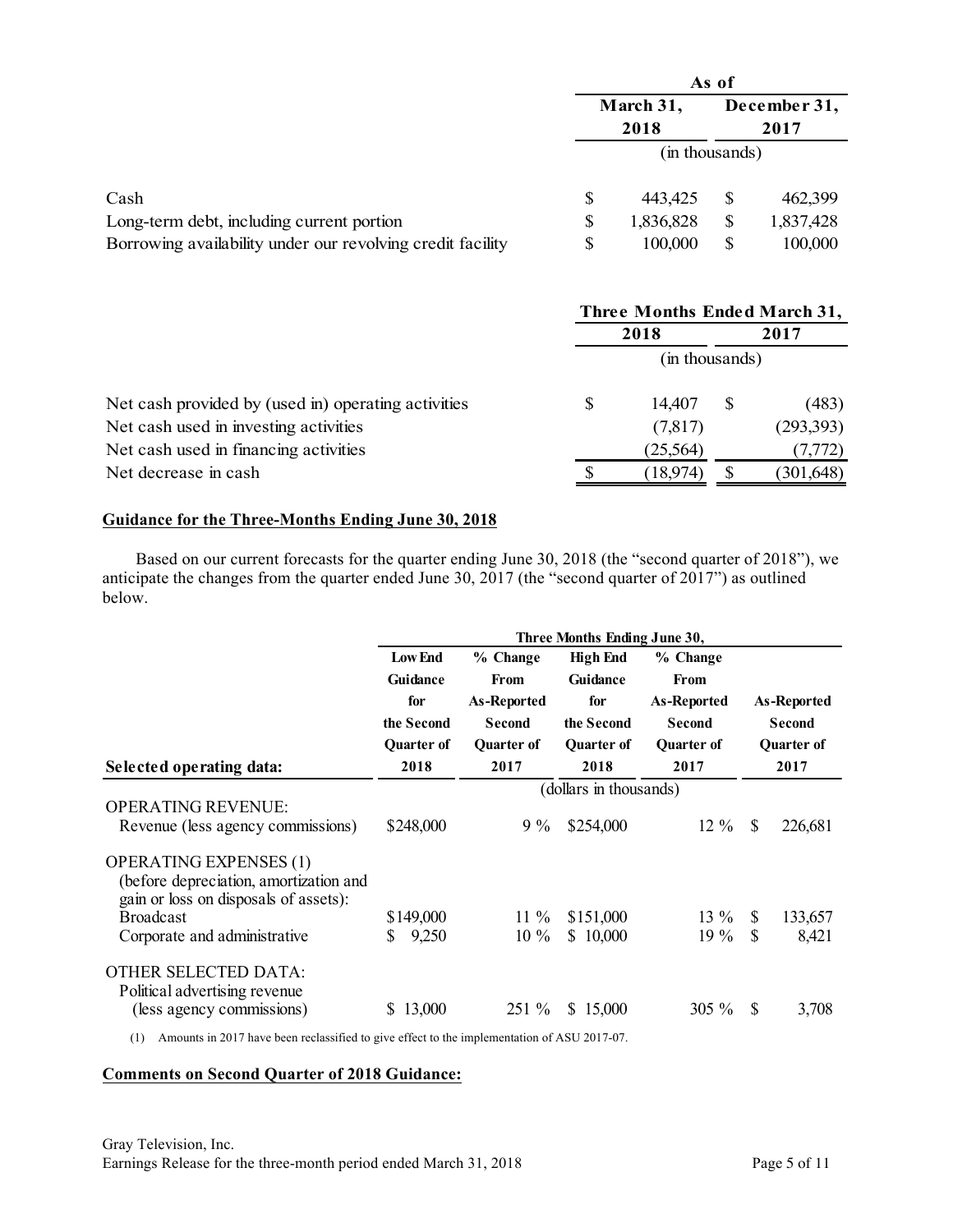| | As of | |
|---|---|---|
| | March 31, 2018 | December 31, 2017 |
| | (in thousands) | |
| Cash | $ 443,425 | $ 462,399 |
| Long-term debt, including current portion | $ 1,836,828 | $ 1,837,428 |
| Borrowing availability under our revolving credit facility | $ 100,000 | $ 100,000 |

| | Three Months Ended March 31, | |
|---|---|---|
| | 2018 | 2017 |
| | (in thousands) | |
| Net cash provided by (used in) operating activities | $ 14,407 | $ (483) |
| Net cash used in investing activities | (7,817) | (293,393) |
| Net cash used in financing activities | (25,564) | (7,772) |
| Net decrease in cash | $ (18,974) | $ (301,648) |

**Guidance for the Three-Months Ending June 30, 2018**

Based on our current forecasts for the quarter ending June 30, 2018 (the "second quarter of 2018"), we anticipate the changes from the quarter ended June 30, 2017 (the "second quarter of 2017") as outlined below.

| | Three Months Ending June 30, | | | | |
|---|---|---|---|---|---|
| **Selected operating data:** | Low End Guidance for the Second Quarter of 2018 | % Change From As-Reported Second Quarter of 2017 | High End Guidance for the Second Quarter of 2018 | % Change From As-Reported Second Quarter of 2017 | As-Reported Second Quarter of 2017 |
| | (dollars in thousands) | | | | |
| OPERATING REVENUE: | | | | | |
| Revenue (less agency commissions) | $248,000 | 9 % | $254,000 | 12 % | $ 226,681 |
| OPERATING EXPENSES (1) (before depreciation, amortization and gain or loss on disposals of assets): | | | | | |
| Broadcast | $149,000 | 11 % | $151,000 | 13 % | $ 133,657 |
| Corporate and administrative | $ 9,250 | 10 % | $ 10,000 | 19 % | $ 8,421 |
| OTHER SELECTED DATA: | | | | | |
| Political advertising revenue (less agency commissions) | $ 13,000 | 251 % | $ 15,000 | 305 % | $ 3,708 |

(1) Amounts in 2017 have been reclassified to give effect to the implementation of ASU 2017-07.

**Comments on Second Quarter of 2018 Guidance:**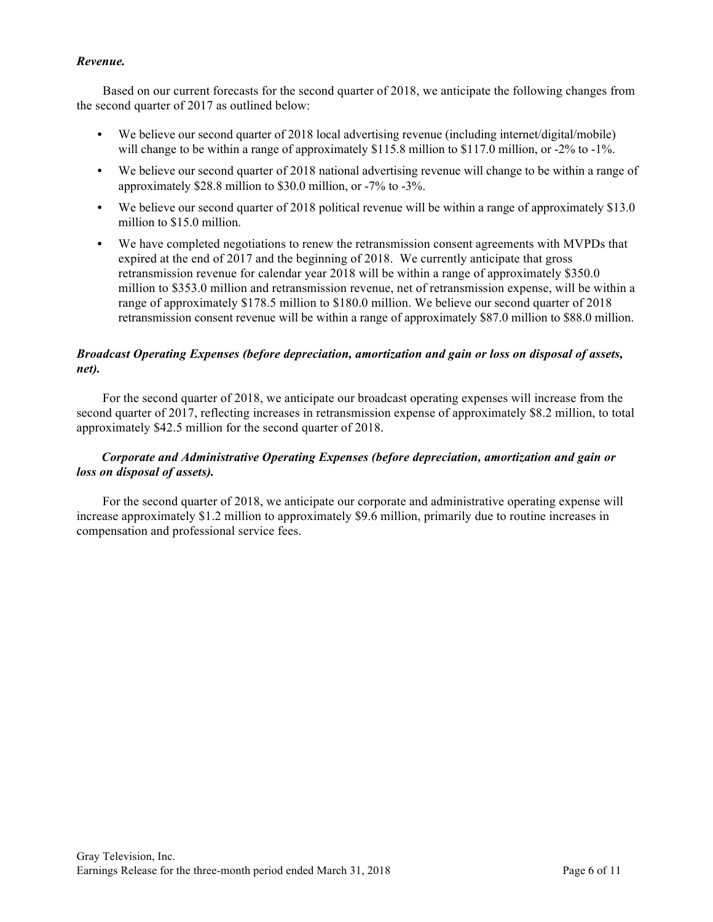***Revenue.***

Based on our current forecasts for the second quarter of 2018, we anticipate the following changes from the second quarter of 2017 as outlined below:

- We believe our second quarter of 2018 local advertising revenue (including internet/digital/mobile) will change to be within a range of approximately $115.8 million to $117.0 million, or -2% to -1%.
- We believe our second quarter of 2018 national advertising revenue will change to be within a range of approximately $28.8 million to $30.0 million, or -7% to -3%.
- We believe our second quarter of 2018 political revenue will be within a range of approximately $13.0 million to $15.0 million.
- We have completed negotiations to renew the retransmission consent agreements with MVPDs that expired at the end of 2017 and the beginning of 2018. We currently anticipate that gross retransmission revenue for calendar year 2018 will be within a range of approximately $350.0 million to $353.0 million and retransmission revenue, net of retransmission expense, will be within a range of approximately $178.5 million to $180.0 million. We believe our second quarter of 2018 retransmission consent revenue will be within a range of approximately $87.0 million to $88.0 million.

***Broadcast Operating Expenses (before depreciation, amortization and gain or loss on disposal of assets, net).***

For the second quarter of 2018, we anticipate our broadcast operating expenses will increase from the second quarter of 2017, reflecting increases in retransmission expense of approximately $8.2 million, to total approximately $42.5 million for the second quarter of 2018.

***Corporate and Administrative Operating Expenses (before depreciation, amortization and gain or loss on disposal of assets).***

For the second quarter of 2018, we anticipate our corporate and administrative operating expense will increase approximately $1.2 million to approximately $9.6 million, primarily due to routine increases in compensation and professional service fees.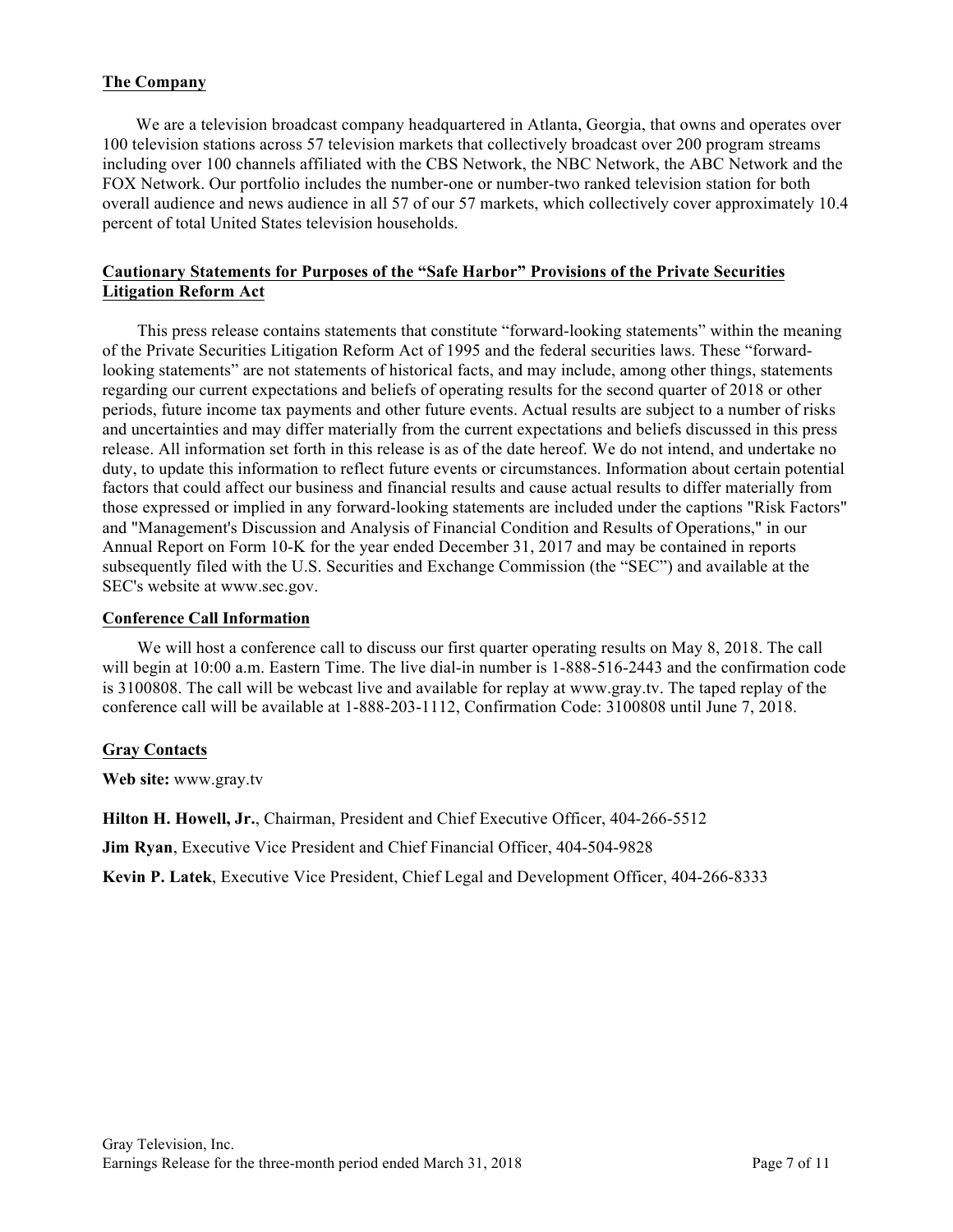## The Company

We are a television broadcast company headquartered in Atlanta, Georgia, that owns and operates over 100 television stations across 57 television markets that collectively broadcast over 200 program streams including over 100 channels affiliated with the CBS Network, the NBC Network, the ABC Network and the FOX Network. Our portfolio includes the number-one or number-two ranked television station for both overall audience and news audience in all 57 of our 57 markets, which collectively cover approximately 10.4 percent of total United States television households.

## Cautionary Statements for Purposes of the "Safe Harbor" Provisions of the Private Securities Litigation Reform Act

This press release contains statements that constitute "forward-looking statements" within the meaning of the Private Securities Litigation Reform Act of 1995 and the federal securities laws. These "forward-looking statements" are not statements of historical facts, and may include, among other things, statements regarding our current expectations and beliefs of operating results for the second quarter of 2018 or other periods, future income tax payments and other future events. Actual results are subject to a number of risks and uncertainties and may differ materially from the current expectations and beliefs discussed in this press release. All information set forth in this release is as of the date hereof. We do not intend, and undertake no duty, to update this information to reflect future events or circumstances. Information about certain potential factors that could affect our business and financial results and cause actual results to differ materially from those expressed or implied in any forward-looking statements are included under the captions "Risk Factors" and "Management's Discussion and Analysis of Financial Condition and Results of Operations," in our Annual Report on Form 10-K for the year ended December 31, 2017 and may be contained in reports subsequently filed with the U.S. Securities and Exchange Commission (the "SEC") and available at the SEC's website at www.sec.gov.

## Conference Call Information

We will host a conference call to discuss our first quarter operating results on May 8, 2018. The call will begin at 10:00 a.m. Eastern Time. The live dial-in number is 1-888-516-2443 and the confirmation code is 3100808. The call will be webcast live and available for replay at www.gray.tv. The taped replay of the conference call will be available at 1-888-203-1112, Confirmation Code: 3100808 until June 7, 2018.

## Gray Contacts

**Web site:** www.gray.tv

**Hilton H. Howell, Jr.**, Chairman, President and Chief Executive Officer, 404-266-5512

**Jim Ryan**, Executive Vice President and Chief Financial Officer, 404-504-9828

**Kevin P. Latek**, Executive Vice President, Chief Legal and Development Officer, 404-266-8333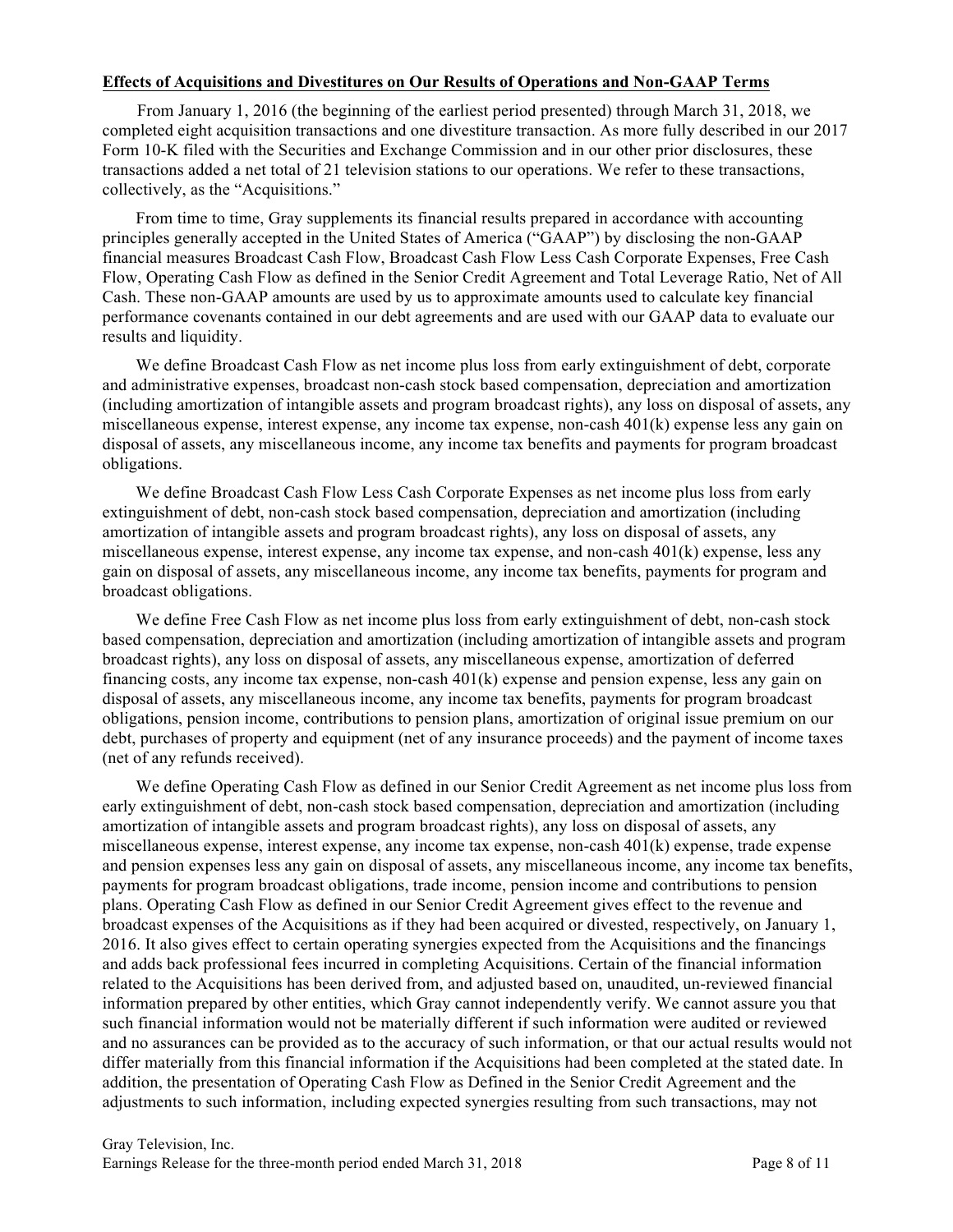**Effects of Acquisitions and Divestitures on Our Results of Operations and Non-GAAP Terms**

From January 1, 2016 (the beginning of the earliest period presented) through March 31, 2018, we completed eight acquisition transactions and one divestiture transaction. As more fully described in our 2017 Form 10-K filed with the Securities and Exchange Commission and in our other prior disclosures, these transactions added a net total of 21 television stations to our operations. We refer to these transactions, collectively, as the "Acquisitions."

From time to time, Gray supplements its financial results prepared in accordance with accounting principles generally accepted in the United States of America ("GAAP") by disclosing the non-GAAP financial measures Broadcast Cash Flow, Broadcast Cash Flow Less Cash Corporate Expenses, Free Cash Flow, Operating Cash Flow as defined in the Senior Credit Agreement and Total Leverage Ratio, Net of All Cash. These non-GAAP amounts are used by us to approximate amounts used to calculate key financial performance covenants contained in our debt agreements and are used with our GAAP data to evaluate our results and liquidity.

We define Broadcast Cash Flow as net income plus loss from early extinguishment of debt, corporate and administrative expenses, broadcast non-cash stock based compensation, depreciation and amortization (including amortization of intangible assets and program broadcast rights), any loss on disposal of assets, any miscellaneous expense, interest expense, any income tax expense, non-cash 401(k) expense less any gain on disposal of assets, any miscellaneous income, any income tax benefits and payments for program broadcast obligations.

We define Broadcast Cash Flow Less Cash Corporate Expenses as net income plus loss from early extinguishment of debt, non-cash stock based compensation, depreciation and amortization (including amortization of intangible assets and program broadcast rights), any loss on disposal of assets, any miscellaneous expense, interest expense, any income tax expense, and non-cash 401(k) expense, less any gain on disposal of assets, any miscellaneous income, any income tax benefits, payments for program and broadcast obligations.

We define Free Cash Flow as net income plus loss from early extinguishment of debt, non-cash stock based compensation, depreciation and amortization (including amortization of intangible assets and program broadcast rights), any loss on disposal of assets, any miscellaneous expense, amortization of deferred financing costs, any income tax expense, non-cash 401(k) expense and pension expense, less any gain on disposal of assets, any miscellaneous income, any income tax benefits, payments for program broadcast obligations, pension income, contributions to pension plans, amortization of original issue premium on our debt, purchases of property and equipment (net of any insurance proceeds) and the payment of income taxes (net of any refunds received).

We define Operating Cash Flow as defined in our Senior Credit Agreement as net income plus loss from early extinguishment of debt, non-cash stock based compensation, depreciation and amortization (including amortization of intangible assets and program broadcast rights), any loss on disposal of assets, any miscellaneous expense, interest expense, any income tax expense, non-cash 401(k) expense, trade expense and pension expenses less any gain on disposal of assets, any miscellaneous income, any income tax benefits, payments for program broadcast obligations, trade income, pension income and contributions to pension plans. Operating Cash Flow as defined in our Senior Credit Agreement gives effect to the revenue and broadcast expenses of the Acquisitions as if they had been acquired or divested, respectively, on January 1, 2016. It also gives effect to certain operating synergies expected from the Acquisitions and the financings and adds back professional fees incurred in completing Acquisitions. Certain of the financial information related to the Acquisitions has been derived from, and adjusted based on, unaudited, un-reviewed financial information prepared by other entities, which Gray cannot independently verify. We cannot assure you that such financial information would not be materially different if such information were audited or reviewed and no assurances can be provided as to the accuracy of such information, or that our actual results would not differ materially from this financial information if the Acquisitions had been completed at the stated date. In addition, the presentation of Operating Cash Flow as Defined in the Senior Credit Agreement and the adjustments to such information, including expected synergies resulting from such transactions, may not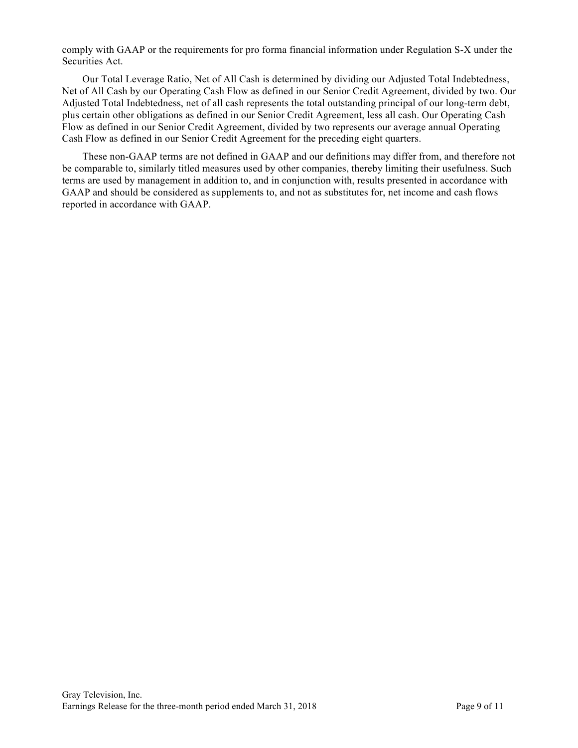comply with GAAP or the requirements for pro forma financial information under Regulation S-X under the Securities Act.

Our Total Leverage Ratio, Net of All Cash is determined by dividing our Adjusted Total Indebtedness, Net of All Cash by our Operating Cash Flow as defined in our Senior Credit Agreement, divided by two. Our Adjusted Total Indebtedness, net of all cash represents the total outstanding principal of our long-term debt, plus certain other obligations as defined in our Senior Credit Agreement, less all cash. Our Operating Cash Flow as defined in our Senior Credit Agreement, divided by two represents our average annual Operating Cash Flow as defined in our Senior Credit Agreement for the preceding eight quarters.

These non-GAAP terms are not defined in GAAP and our definitions may differ from, and therefore not be comparable to, similarly titled measures used by other companies, thereby limiting their usefulness. Such terms are used by management in addition to, and in conjunction with, results presented in accordance with GAAP and should be considered as supplements to, and not as substitutes for, net income and cash flows reported in accordance with GAAP.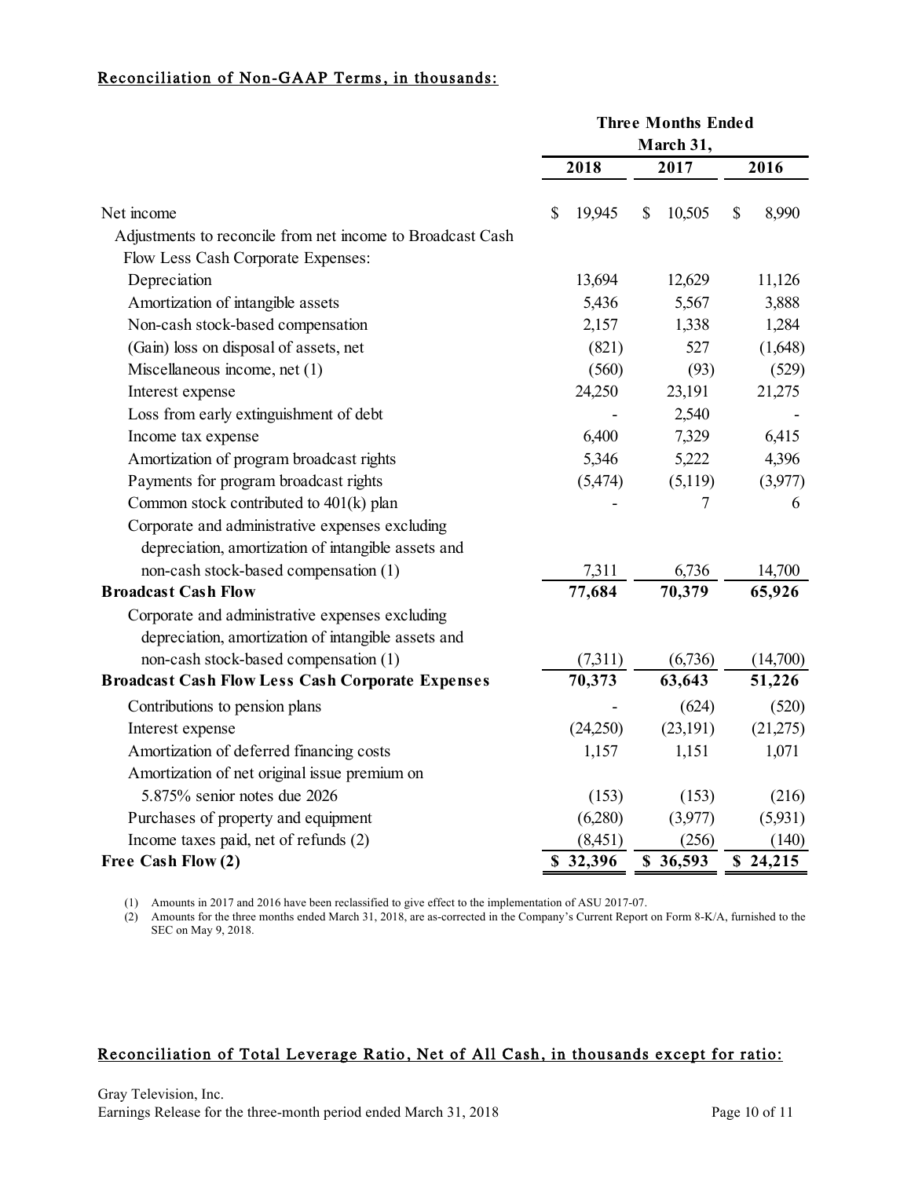## Reconciliation of Non-GAAP Terms, in thousands:

| | Three Months Ended March 31, | | |
|---|---|---|---|
| | 2018 | 2017 | 2016 |
| Net income | $ 19,945 | $ 10,505 | $ 8,990 |
| Adjustments to reconcile from net income to Broadcast Cash Flow Less Cash Corporate Expenses: | | | |
| Depreciation | 13,694 | 12,629 | 11,126 |
| Amortization of intangible assets | 5,436 | 5,567 | 3,888 |
| Non-cash stock-based compensation | 2,157 | 1,338 | 1,284 |
| (Gain) loss on disposal of assets, net | (821) | 527 | (1,648) |
| Miscellaneous income, net (1) | (560) | (93) | (529) |
| Interest expense | 24,250 | 23,191 | 21,275 |
| Loss from early extinguishment of debt | - | 2,540 | - |
| Income tax expense | 6,400 | 7,329 | 6,415 |
| Amortization of program broadcast rights | 5,346 | 5,222 | 4,396 |
| Payments for program broadcast rights | (5,474) | (5,119) | (3,977) |
| Common stock contributed to 401(k) plan | - | 7 | 6 |
| Corporate and administrative expenses excluding depreciation, amortization of intangible assets and non-cash stock-based compensation (1) | 7,311 | 6,736 | 14,700 |
| **Broadcast Cash Flow** | **77,684** | **70,379** | **65,926** |
| Corporate and administrative expenses excluding depreciation, amortization of intangible assets and non-cash stock-based compensation (1) | (7,311) | (6,736) | (14,700) |
| **Broadcast Cash Flow Less Cash Corporate Expenses** | **70,373** | **63,643** | **51,226** |
| Contributions to pension plans | - | (624) | (520) |
| Interest expense | (24,250) | (23,191) | (21,275) |
| Amortization of deferred financing costs | 1,157 | 1,151 | 1,071 |
| Amortization of net original issue premium on 5.875% senior notes due 2026 | (153) | (153) | (216) |
| Purchases of property and equipment | (6,280) | (3,977) | (5,931) |
| Income taxes paid, net of refunds (2) | (8,451) | (256) | (140) |
| **Free Cash Flow (2)** | **$ 32,396** | **$ 36,593** | **$ 24,215** |

(1) Amounts in 2017 and 2016 have been reclassified to give effect to the implementation of ASU 2017-07.

(2) Amounts for the three months ended March 31, 2018, are as-corrected in the Company's Current Report on Form 8-K/A, furnished to the SEC on May 9, 2018.

## Reconciliation of Total Leverage Ratio, Net of All Cash, in thousands except for ratio: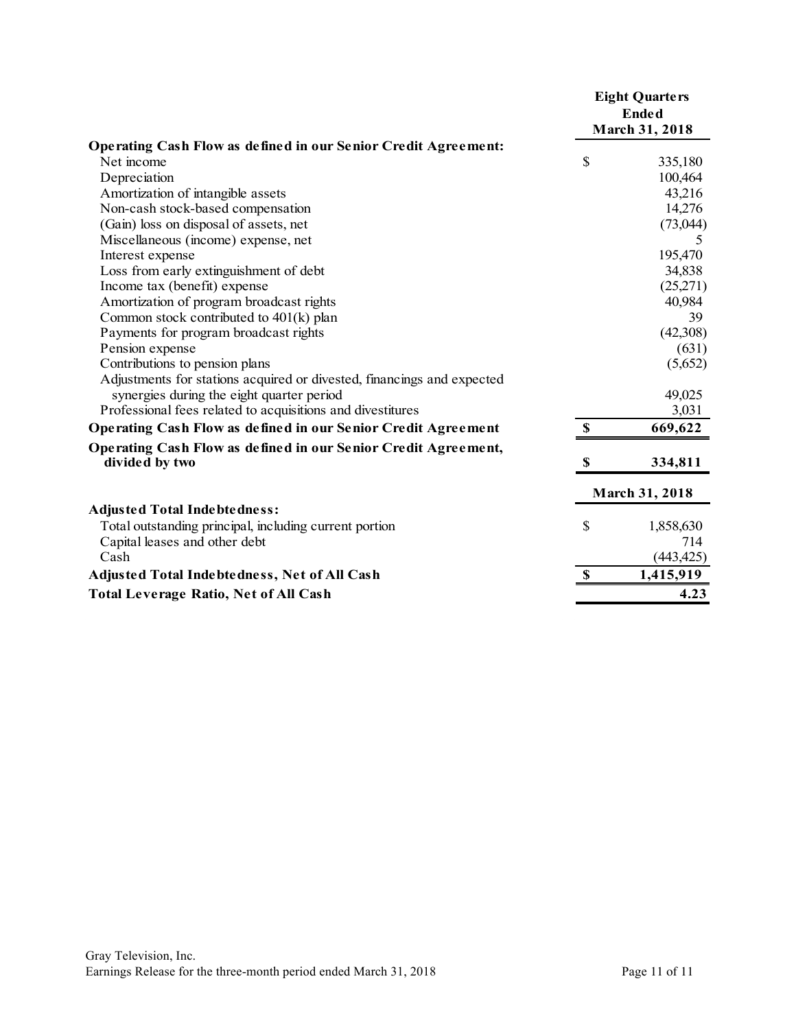| | Eight Quarters Ended March 31, 2018 |
|---|---|
| **Operating Cash Flow as defined in our Senior Credit Agreement:** | |
| Net income | $ 335,180 |
| Depreciation | 100,464 |
| Amortization of intangible assets | 43,216 |
| Non-cash stock-based compensation | 14,276 |
| (Gain) loss on disposal of assets, net | (73,044) |
| Miscellaneous (income) expense, net | 5 |
| Interest expense | 195,470 |
| Loss from early extinguishment of debt | 34,838 |
| Income tax (benefit) expense | (25,271) |
| Amortization of program broadcast rights | 40,984 |
| Common stock contributed to 401(k) plan | 39 |
| Payments for program broadcast rights | (42,308) |
| Pension expense | (631) |
| Contributions to pension plans | (5,652) |
| Adjustments for stations acquired or divested, financings and expected synergies during the eight quarter period | 49,025 |
| Professional fees related to acquisitions and divestitures | 3,031 |
| **Operating Cash Flow as defined in our Senior Credit Agreement** | **$ 669,622** |
| **Operating Cash Flow as defined in our Senior Credit Agreement, divided by two** | **$ 334,811** |

| | March 31, 2018 |
|---|---|
| **Adjusted Total Indebtedness:** | |
| Total outstanding principal, including current portion | $ 1,858,630 |
| Capital leases and other debt | 714 |
| Cash | (443,425) |
| **Adjusted Total Indebtedness, Net of All Cash** | **$ 1,415,919** |
| **Total Leverage Ratio, Net of All Cash** | **4.23** |

Gray Television, Inc.
Earnings Release for the three-month period ended March 31, 2018